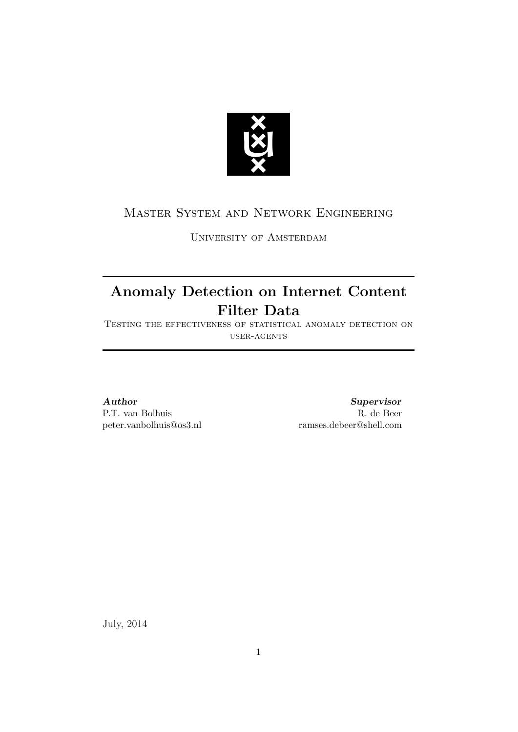Master System and Network Engineering

University of Amsterdam

# Anomaly Detection on Internet Content Filter Data

Testing the effectiveness of statistical anomaly detection on user-agents

***Author***
P.T. van Bolhuis
peter.vanbolhuis@os3.nl

***Supervisor***
R. de Beer
ramses.debeer@shell.com

July, 2014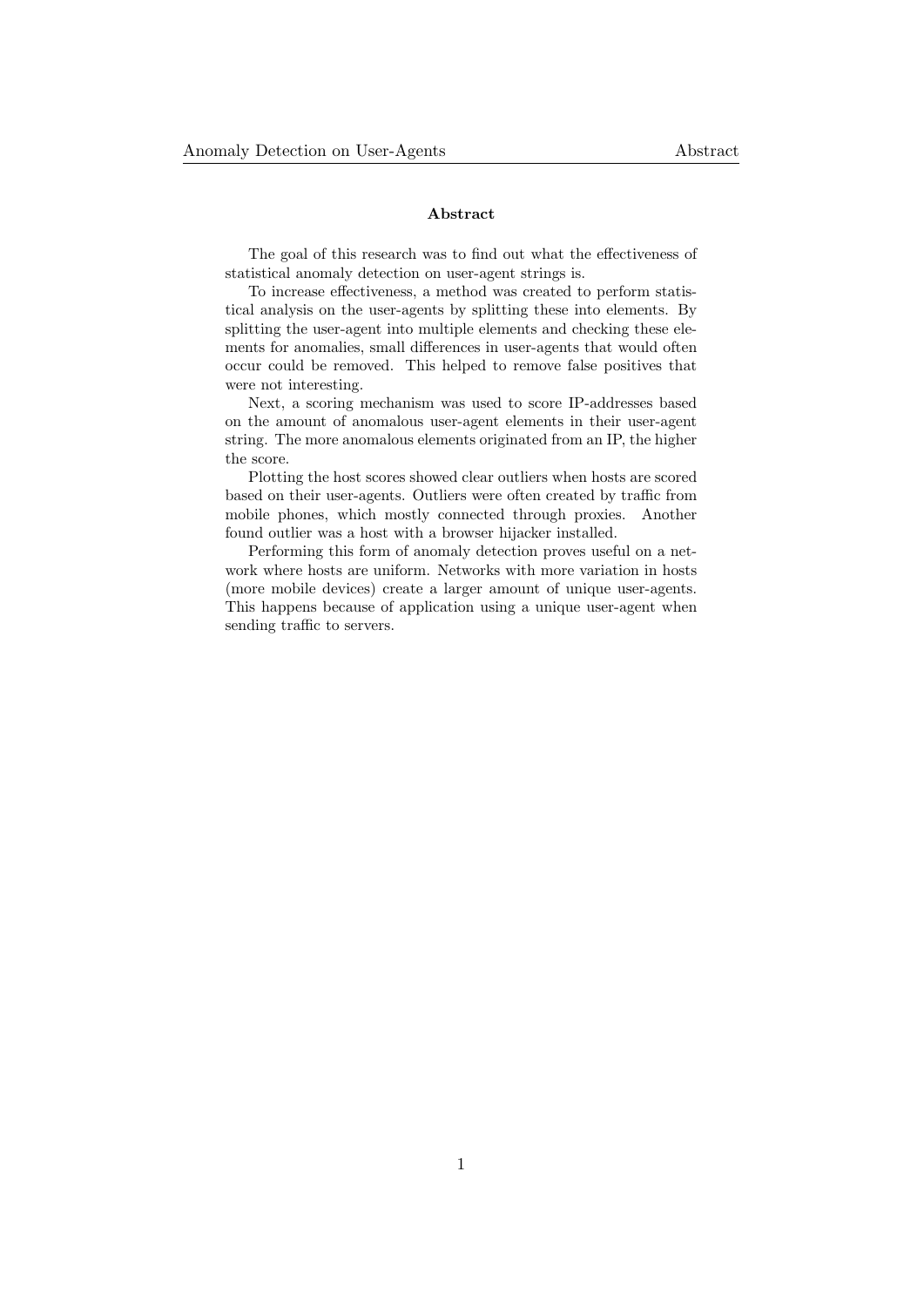## Abstract

The goal of this research was to find out what the effectiveness of statistical anomaly detection on user-agent strings is.

To increase effectiveness, a method was created to perform statistical analysis on the user-agents by splitting these into elements. By splitting the user-agent into multiple elements and checking these elements for anomalies, small differences in user-agents that would often occur could be removed. This helped to remove false positives that were not interesting.

Next, a scoring mechanism was used to score IP-addresses based on the amount of anomalous user-agent elements in their user-agent string. The more anomalous elements originated from an IP, the higher the score.

Plotting the host scores showed clear outliers when hosts are scored based on their user-agents. Outliers were often created by traffic from mobile phones, which mostly connected through proxies. Another found outlier was a host with a browser hijacker installed.

Performing this form of anomaly detection proves useful on a network where hosts are uniform. Networks with more variation in hosts (more mobile devices) create a larger amount of unique user-agents. This happens because of application using a unique user-agent when sending traffic to servers.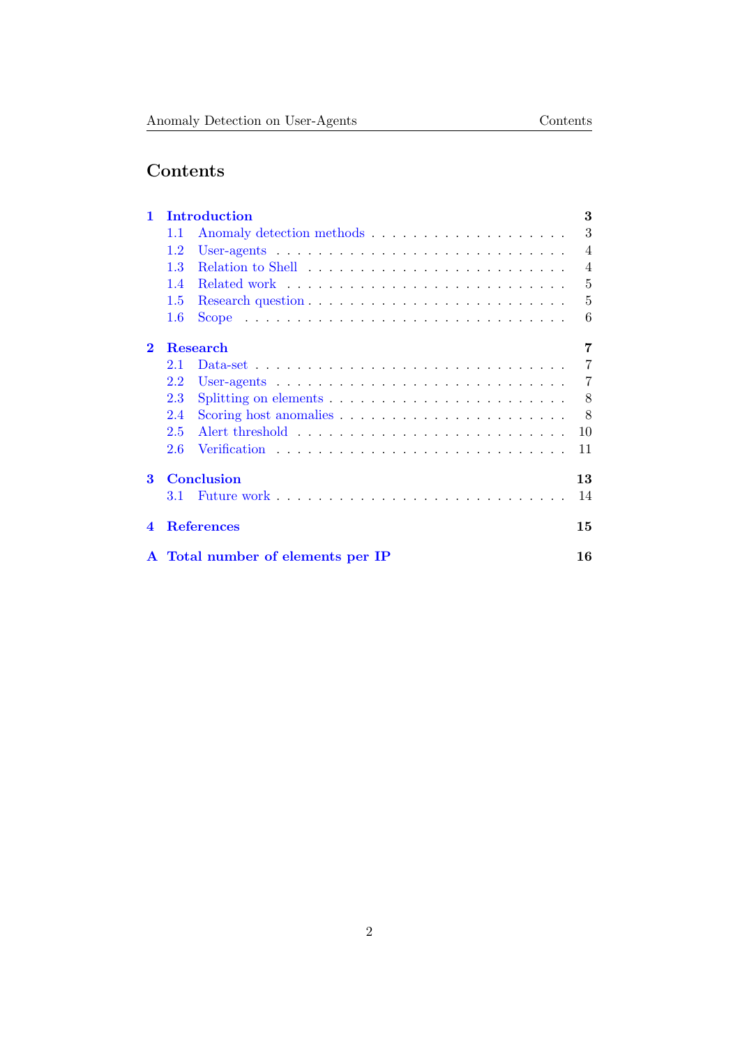# Contents

- **1 Introduction** — **3**
  - 1.1 Anomaly detection methods — 3
  - 1.2 User-agents — 4
  - 1.3 Relation to Shell — 4
  - 1.4 Related work — 5
  - 1.5 Research question — 5
  - 1.6 Scope — 6
- **2 Research** — **7**
  - 2.1 Data-set — 7
  - 2.2 User-agents — 7
  - 2.3 Splitting on elements — 8
  - 2.4 Scoring host anomalies — 8
  - 2.5 Alert threshold — 10
  - 2.6 Verification — 11
- **3 Conclusion** — **13**
  - 3.1 Future work — 14
- **4 References** — **15**
- **A Total number of elements per IP** — **16**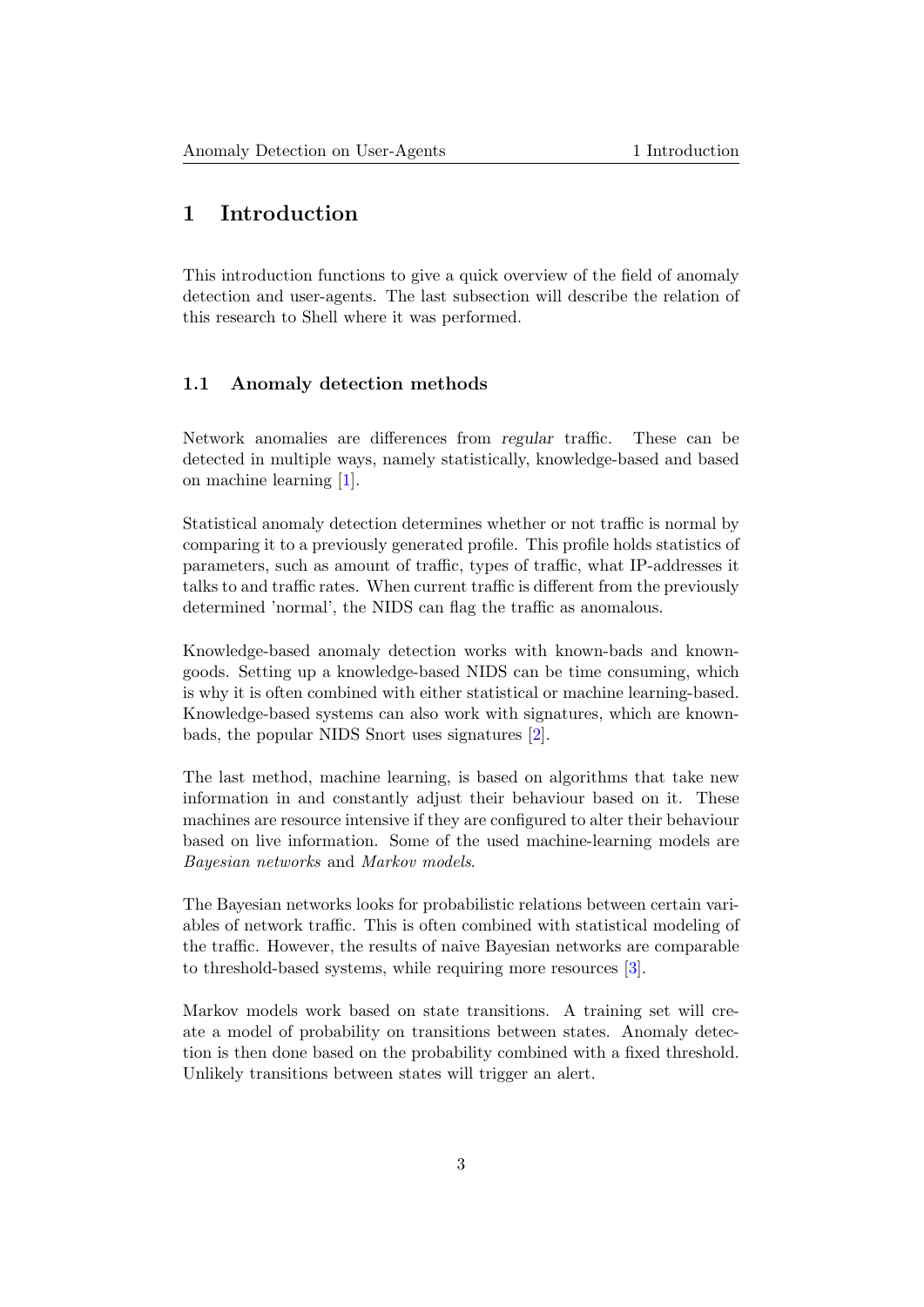# 1 Introduction

This introduction functions to give a quick overview of the field of anomaly detection and user-agents. The last subsection will describe the relation of this research to Shell where it was performed.

## 1.1 Anomaly detection methods

Network anomalies are differences from *regular* traffic. These can be detected in multiple ways, namely statistically, knowledge-based and based on machine learning [1].

Statistical anomaly detection determines whether or not traffic is normal by comparing it to a previously generated profile. This profile holds statistics of parameters, such as amount of traffic, types of traffic, what IP-addresses it talks to and traffic rates. When current traffic is different from the previously determined 'normal', the NIDS can flag the traffic as anomalous.

Knowledge-based anomaly detection works with known-bads and known-goods. Setting up a knowledge-based NIDS can be time consuming, which is why it is often combined with either statistical or machine learning-based. Knowledge-based systems can also work with signatures, which are known-bads, the popular NIDS Snort uses signatures [2].

The last method, machine learning, is based on algorithms that take new information in and constantly adjust their behaviour based on it. These machines are resource intensive if they are configured to alter their behaviour based on live information. Some of the used machine-learning models are *Bayesian networks* and *Markov models*.

The Bayesian networks looks for probabilistic relations between certain variables of network traffic. This is often combined with statistical modeling of the traffic. However, the results of naive Bayesian networks are comparable to threshold-based systems, while requiring more resources [3].

Markov models work based on state transitions. A training set will create a model of probability on transitions between states. Anomaly detection is then done based on the probability combined with a fixed threshold. Unlikely transitions between states will trigger an alert.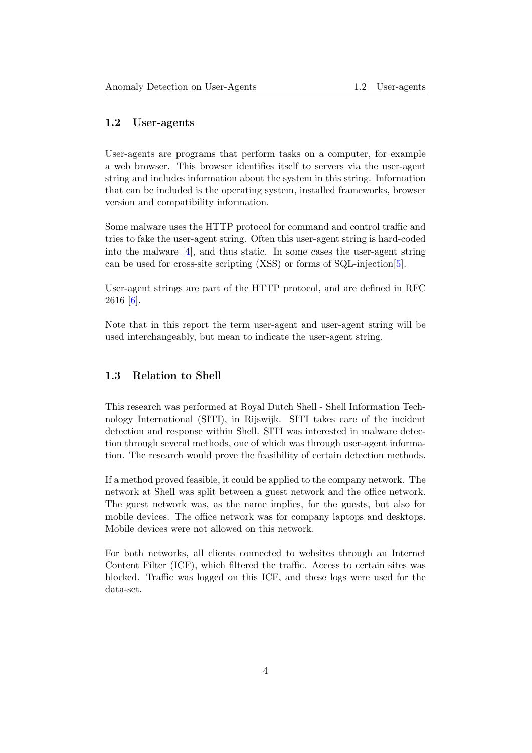## 1.2 User-agents

User-agents are programs that perform tasks on a computer, for example a web browser. This browser identifies itself to servers via the user-agent string and includes information about the system in this string. Information that can be included is the operating system, installed frameworks, browser version and compatibility information.

Some malware uses the HTTP protocol for command and control traffic and tries to fake the user-agent string. Often this user-agent string is hard-coded into the malware [4], and thus static. In some cases the user-agent string can be used for cross-site scripting (XSS) or forms of SQL-injection[5].

User-agent strings are part of the HTTP protocol, and are defined in RFC 2616 [6].

Note that in this report the term user-agent and user-agent string will be used interchangeably, but mean to indicate the user-agent string.

## 1.3 Relation to Shell

This research was performed at Royal Dutch Shell - Shell Information Technology International (SITI), in Rijswijk. SITI takes care of the incident detection and response within Shell. SITI was interested in malware detection through several methods, one of which was through user-agent information. The research would prove the feasibility of certain detection methods.

If a method proved feasible, it could be applied to the company network. The network at Shell was split between a guest network and the office network. The guest network was, as the name implies, for the guests, but also for mobile devices. The office network was for company laptops and desktops. Mobile devices were not allowed on this network.

For both networks, all clients connected to websites through an Internet Content Filter (ICF), which filtered the traffic. Access to certain sites was blocked. Traffic was logged on this ICF, and these logs were used for the data-set.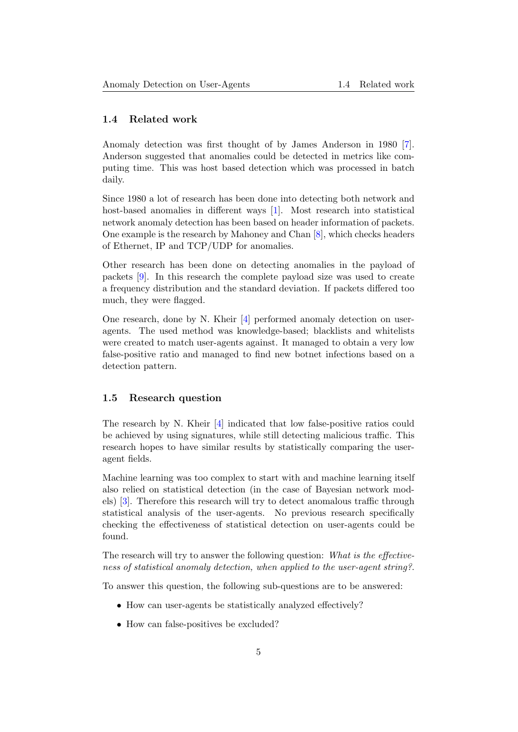## 1.4 Related work

Anomaly detection was first thought of by James Anderson in 1980 [7]. Anderson suggested that anomalies could be detected in metrics like computing time. This was host based detection which was processed in batch daily.

Since 1980 a lot of research has been done into detecting both network and host-based anomalies in different ways [1]. Most research into statistical network anomaly detection has been based on header information of packets. One example is the research by Mahoney and Chan [8], which checks headers of Ethernet, IP and TCP/UDP for anomalies.

Other research has been done on detecting anomalies in the payload of packets [9]. In this research the complete payload size was used to create a frequency distribution and the standard deviation. If packets differed too much, they were flagged.

One research, done by N. Kheir [4] performed anomaly detection on user-agents. The used method was knowledge-based; blacklists and whitelists were created to match user-agents against. It managed to obtain a very low false-positive ratio and managed to find new botnet infections based on a detection pattern.

## 1.5 Research question

The research by N. Kheir [4] indicated that low false-positive ratios could be achieved by using signatures, while still detecting malicious traffic. This research hopes to have similar results by statistically comparing the user-agent fields.

Machine learning was too complex to start with and machine learning itself also relied on statistical detection (in the case of Bayesian network models) [3]. Therefore this research will try to detect anomalous traffic through statistical analysis of the user-agents. No previous research specifically checking the effectiveness of statistical detection on user-agents could be found.

The research will try to answer the following question: *What is the effectiveness of statistical anomaly detection, when applied to the user-agent string?*.

To answer this question, the following sub-questions are to be answered:

- How can user-agents be statistically analyzed effectively?
- How can false-positives be excluded?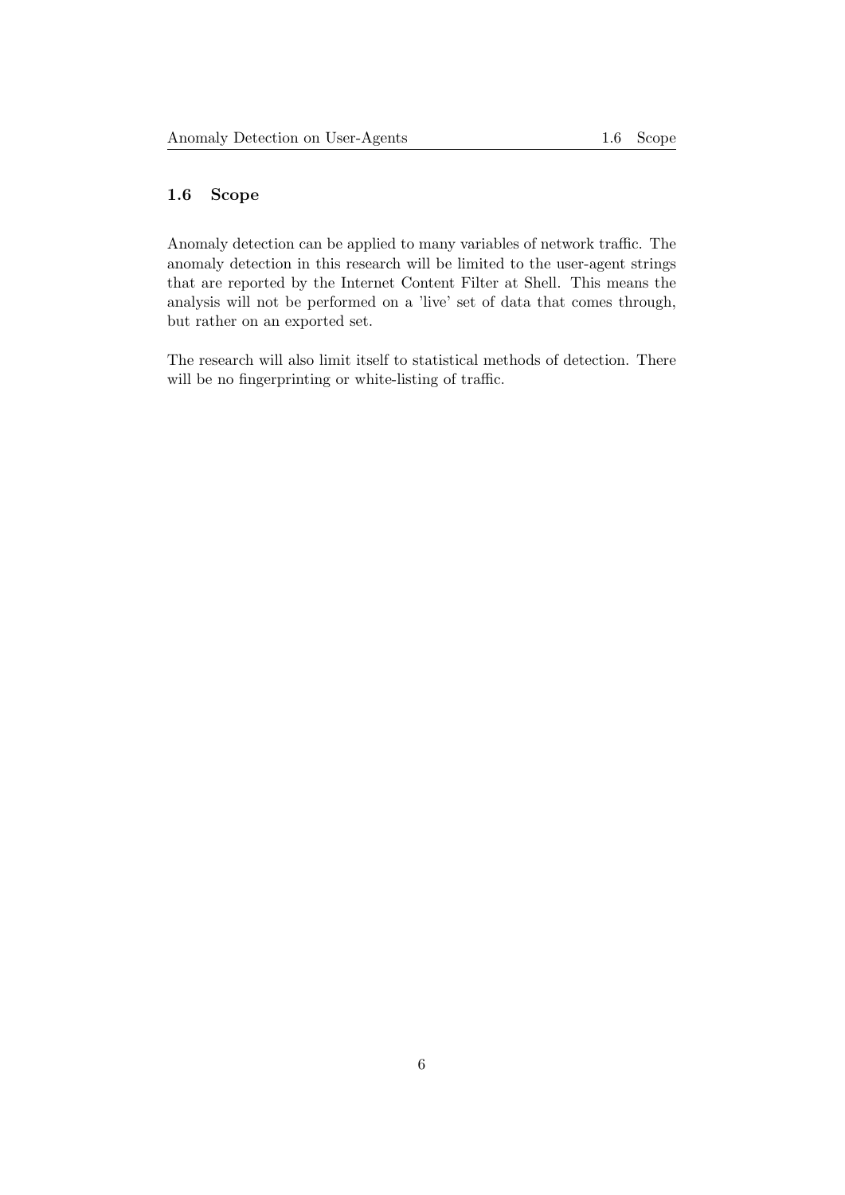### 1.6 Scope

Anomaly detection can be applied to many variables of network traffic. The anomaly detection in this research will be limited to the user-agent strings that are reported by the Internet Content Filter at Shell. This means the analysis will not be performed on a 'live' set of data that comes through, but rather on an exported set.

The research will also limit itself to statistical methods of detection. There will be no fingerprinting or white-listing of traffic.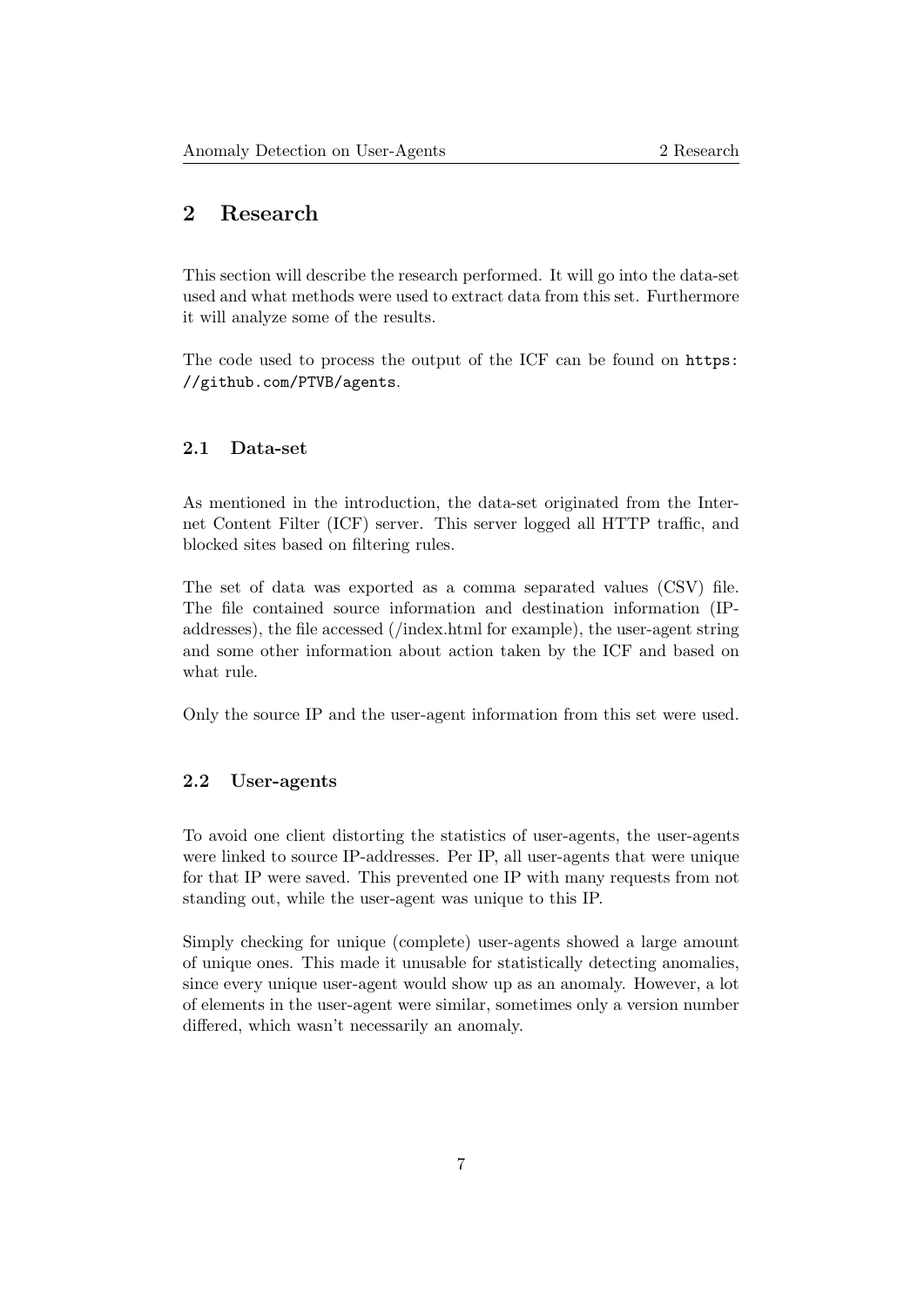# 2 Research

This section will describe the research performed. It will go into the data-set used and what methods were used to extract data from this set. Furthermore it will analyze some of the results.

The code used to process the output of the ICF can be found on `https://github.com/PTVB/agents`.

## 2.1 Data-set

As mentioned in the introduction, the data-set originated from the Internet Content Filter (ICF) server. This server logged all HTTP traffic, and blocked sites based on filtering rules.

The set of data was exported as a comma separated values (CSV) file. The file contained source information and destination information (IP-addresses), the file accessed (/index.html for example), the user-agent string and some other information about action taken by the ICF and based on what rule.

Only the source IP and the user-agent information from this set were used.

## 2.2 User-agents

To avoid one client distorting the statistics of user-agents, the user-agents were linked to source IP-addresses. Per IP, all user-agents that were unique for that IP were saved. This prevented one IP with many requests from not standing out, while the user-agent was unique to this IP.

Simply checking for unique (complete) user-agents showed a large amount of unique ones. This made it unusable for statistically detecting anomalies, since every unique user-agent would show up as an anomaly. However, a lot of elements in the user-agent were similar, sometimes only a version number differed, which wasn't necessarily an anomaly.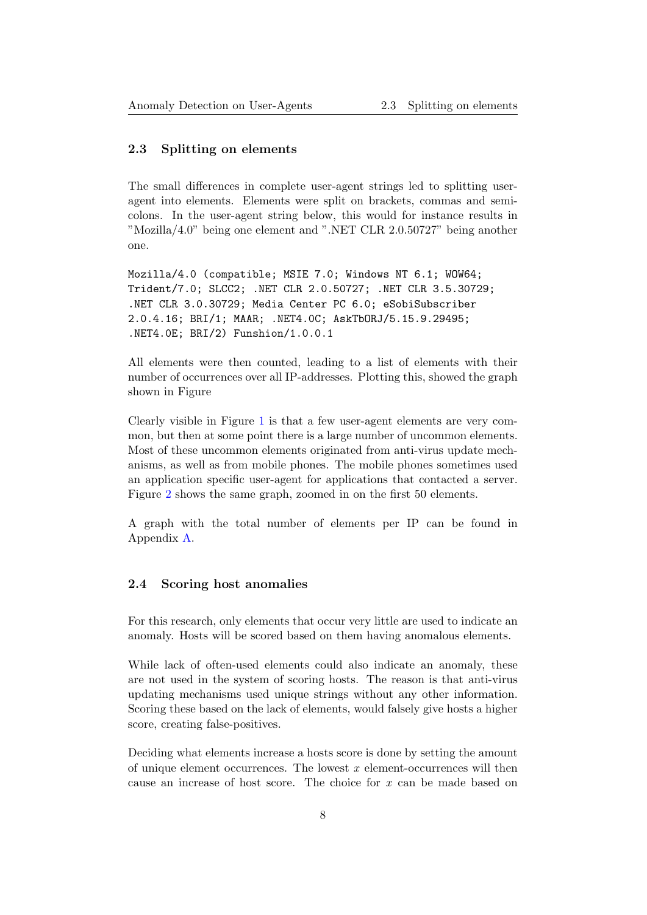## 2.3 Splitting on elements

The small differences in complete user-agent strings led to splitting user-agent into elements. Elements were split on brackets, commas and semi-colons. In the user-agent string below, this would for instance results in "Mozilla/4.0" being one element and ".NET CLR 2.0.50727" being another one.

```
Mozilla/4.0 (compatible; MSIE 7.0; Windows NT 6.1; WOW64;
Trident/7.0; SLCC2; .NET CLR 2.0.50727; .NET CLR 3.5.30729;
.NET CLR 3.0.30729; Media Center PC 6.0; eSobiSubscriber
2.0.4.16; BRI/1; MAAR; .NET4.0C; AskTbORJ/5.15.9.29495;
.NET4.0E; BRI/2) Funshion/1.0.0.1
```

All elements were then counted, leading to a list of elements with their number of occurrences over all IP-addresses. Plotting this, showed the graph shown in Figure

Clearly visible in Figure 1 is that a few user-agent elements are very common, but then at some point there is a large number of uncommon elements. Most of these uncommon elements originated from anti-virus update mechanisms, as well as from mobile phones. The mobile phones sometimes used an application specific user-agent for applications that contacted a server. Figure 2 shows the same graph, zoomed in on the first 50 elements.

A graph with the total number of elements per IP can be found in Appendix A.

## 2.4 Scoring host anomalies

For this research, only elements that occur very little are used to indicate an anomaly. Hosts will be scored based on them having anomalous elements.

While lack of often-used elements could also indicate an anomaly, these are not used in the system of scoring hosts. The reason is that anti-virus updating mechanisms used unique strings without any other information. Scoring these based on the lack of elements, would falsely give hosts a higher score, creating false-positives.

Deciding what elements increase a hosts score is done by setting the amount of unique element occurrences. The lowest $x$ element-occurrences will then cause an increase of host score. The choice for $x$ can be made based on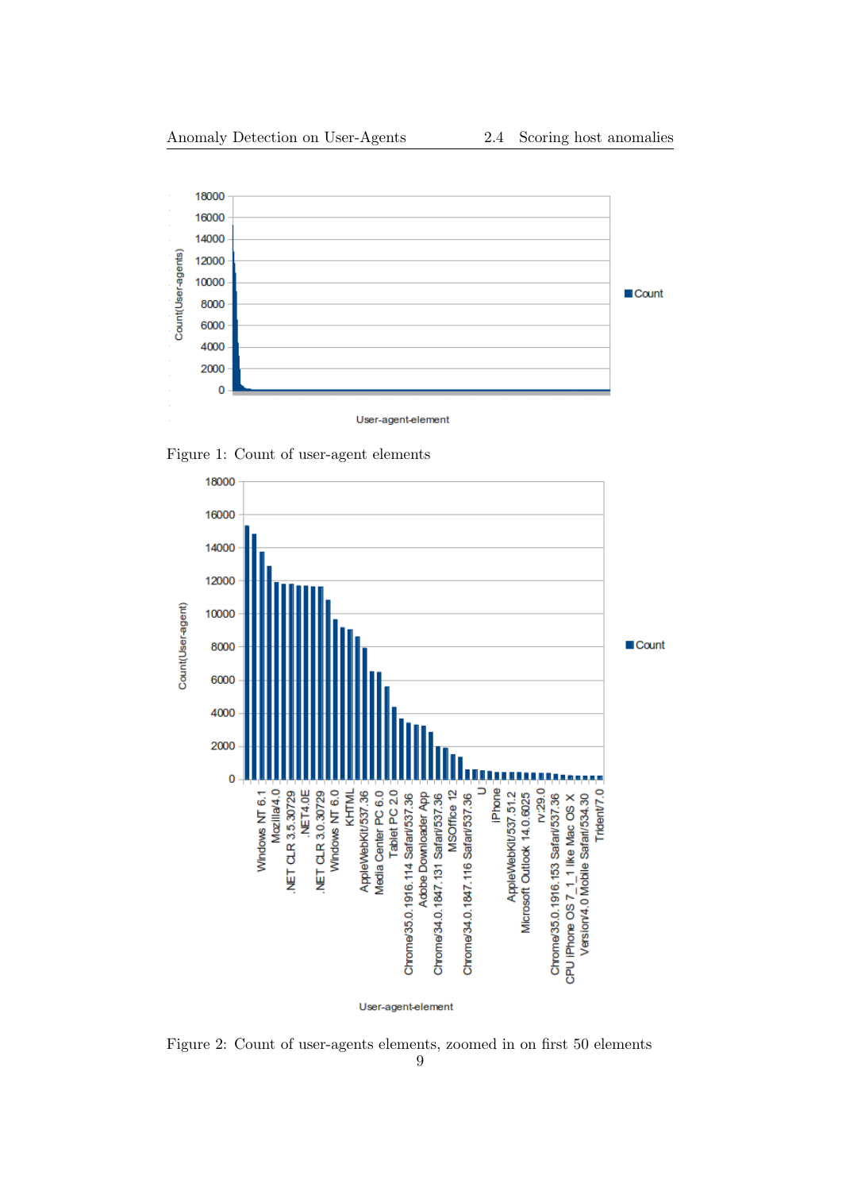Figure 1: Count of user-agent elements

Figure 2: Count of user-agents elements, zoomed in on first 50 elements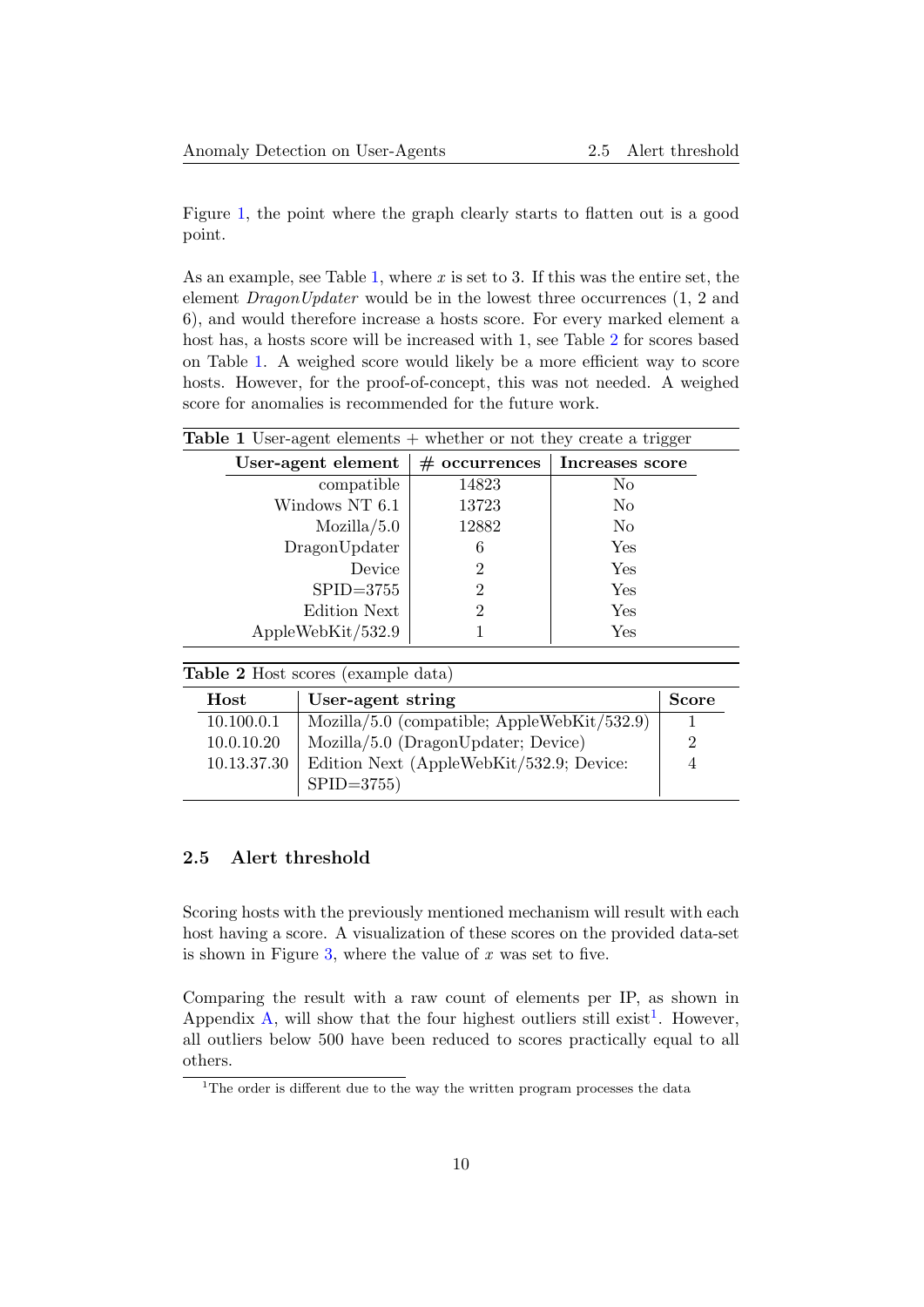Figure 1, the point where the graph clearly starts to flatten out is a good point.

As an example, see Table 1, where $x$ is set to 3. If this was the entire set, the element *DragonUpdater* would be in the lowest three occurrences (1, 2 and 6), and would therefore increase a hosts score. For every marked element a host has, a hosts score will be increased with 1, see Table 2 for scores based on Table 1. A weighed score would likely be a more efficient way to score hosts. However, for the proof-of-concept, this was not needed. A weighed score for anomalies is recommended for the future work.

**Table 1** User-agent elements + whether or not they create a trigger

| User-agent element | # occurrences | Increases score |
|---|---|---|
| compatible | 14823 | No |
| Windows NT 6.1 | 13723 | No |
| Mozilla/5.0 | 12882 | No |
| DragonUpdater | 6 | Yes |
| Device | 2 | Yes |
| SPID=3755 | 2 | Yes |
| Edition Next | 2 | Yes |
| AppleWebKit/532.9 | 1 | Yes |

**Table 2** Host scores (example data)

| Host | User-agent string | Score |
|---|---|---|
| 10.100.0.1 | Mozilla/5.0 (compatible; AppleWebKit/532.9) | 1 |
| 10.0.10.20 | Mozilla/5.0 (DragonUpdater; Device) | 2 |
| 10.13.37.30 | Edition Next (AppleWebKit/532.9; Device: SPID=3755) | 4 |

## 2.5 Alert threshold

Scoring hosts with the previously mentioned mechanism will result with each host having a score. A visualization of these scores on the provided data-set is shown in Figure 3, where the value of $x$ was set to five.

Comparing the result with a raw count of elements per IP, as shown in Appendix A, will show that the four highest outliers still exist[1]. However, all outliers below 500 have been reduced to scores practically equal to all others.

[1] The order is different due to the way the written program processes the data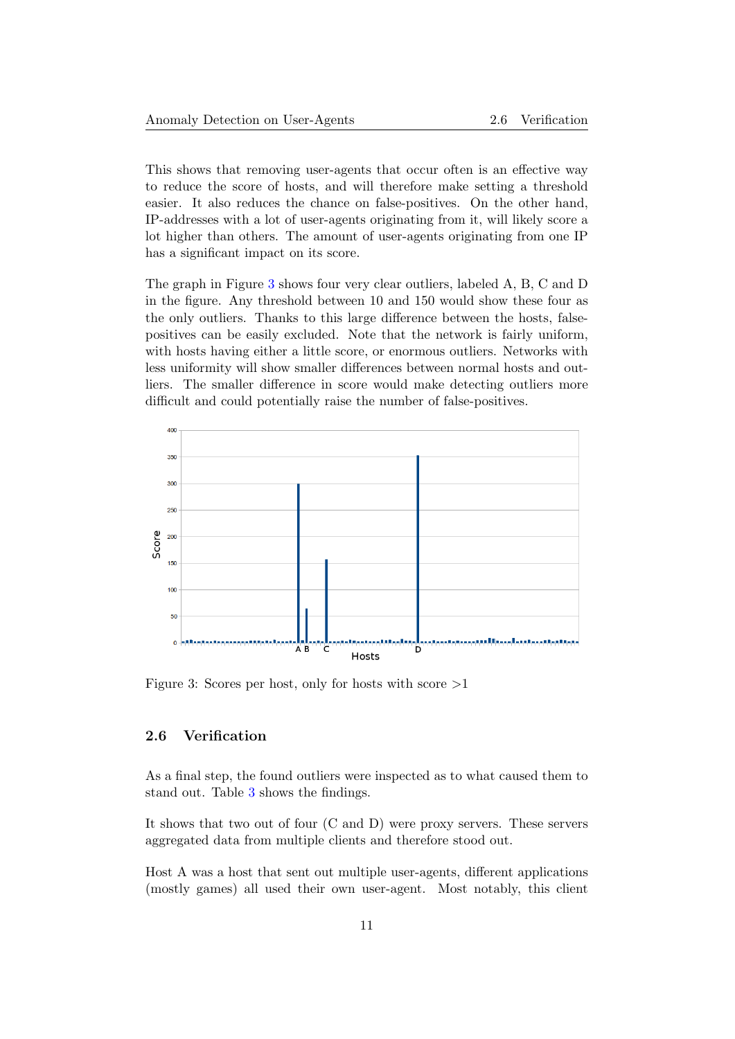This shows that removing user-agents that occur often is an effective way to reduce the score of hosts, and will therefore make setting a threshold easier. It also reduces the chance on false-positives. On the other hand, IP-addresses with a lot of user-agents originating from it, will likely score a lot higher than others. The amount of user-agents originating from one IP has a significant impact on its score.

The graph in Figure 3 shows four very clear outliers, labeled A, B, C and D in the figure. Any threshold between 10 and 150 would show these four as the only outliers. Thanks to this large difference between the hosts, false-positives can be easily excluded. Note that the network is fairly uniform, with hosts having either a little score, or enormous outliers. Networks with less uniformity will show smaller differences between normal hosts and outliers. The smaller difference in score would make detecting outliers more difficult and could potentially raise the number of false-positives.

Figure 3: Scores per host, only for hosts with score >1

## 2.6 Verification

As a final step, the found outliers were inspected as to what caused them to stand out. Table 3 shows the findings.

It shows that two out of four (C and D) were proxy servers. These servers aggregated data from multiple clients and therefore stood out.

Host A was a host that sent out multiple user-agents, different applications (mostly games) all used their own user-agent. Most notably, this client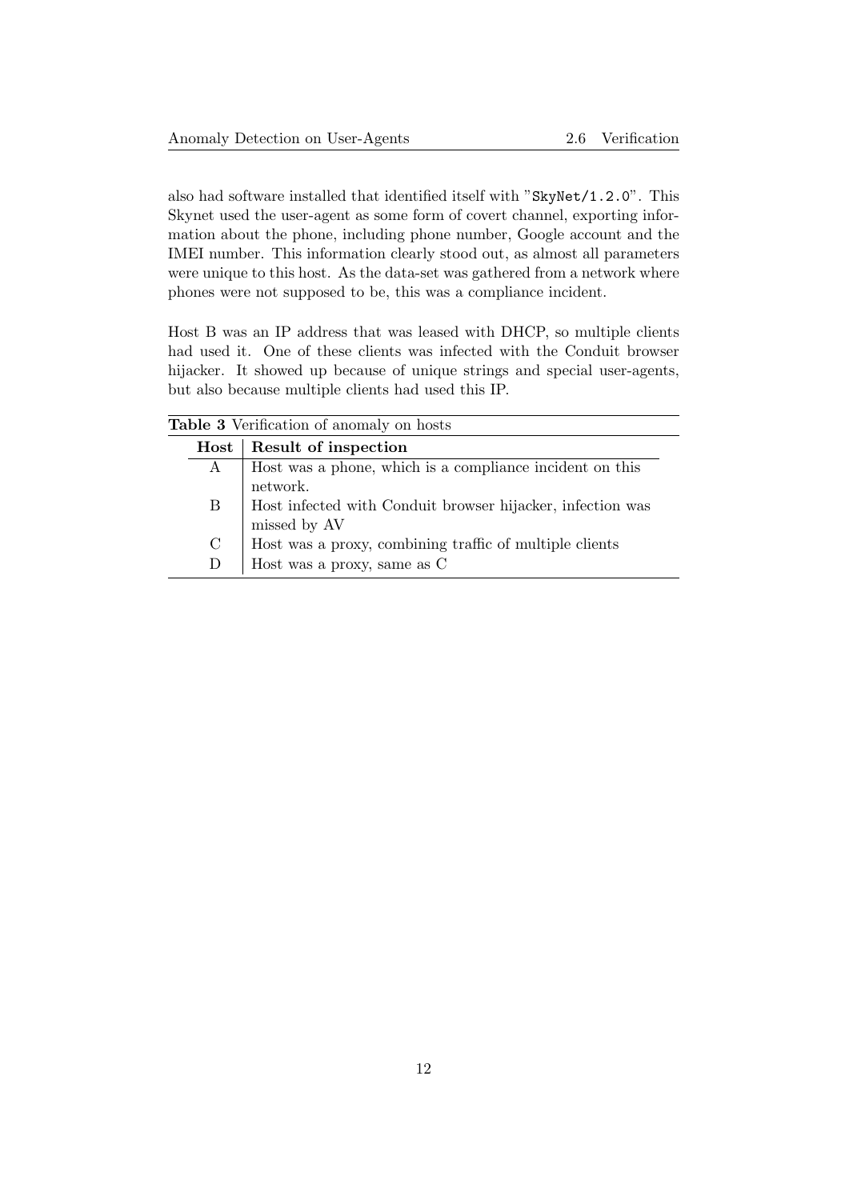also had software installed that identified itself with "`SkyNet/1.2.0`". This Skynet used the user-agent as some form of covert channel, exporting information about the phone, including phone number, Google account and the IMEI number. This information clearly stood out, as almost all parameters were unique to this host. As the data-set was gathered from a network where phones were not supposed to be, this was a compliance incident.

Host B was an IP address that was leased with DHCP, so multiple clients had used it. One of these clients was infected with the Conduit browser hijacker. It showed up because of unique strings and special user-agents, but also because multiple clients had used this IP.

**Table 3** Verification of anomaly on hosts

| **Host** | **Result of inspection** |
|---|---|
| A | Host was a phone, which is a compliance incident on this network. |
| B | Host infected with Conduit browser hijacker, infection was missed by AV |
| C | Host was a proxy, combining traffic of multiple clients |
| D | Host was a proxy, same as C |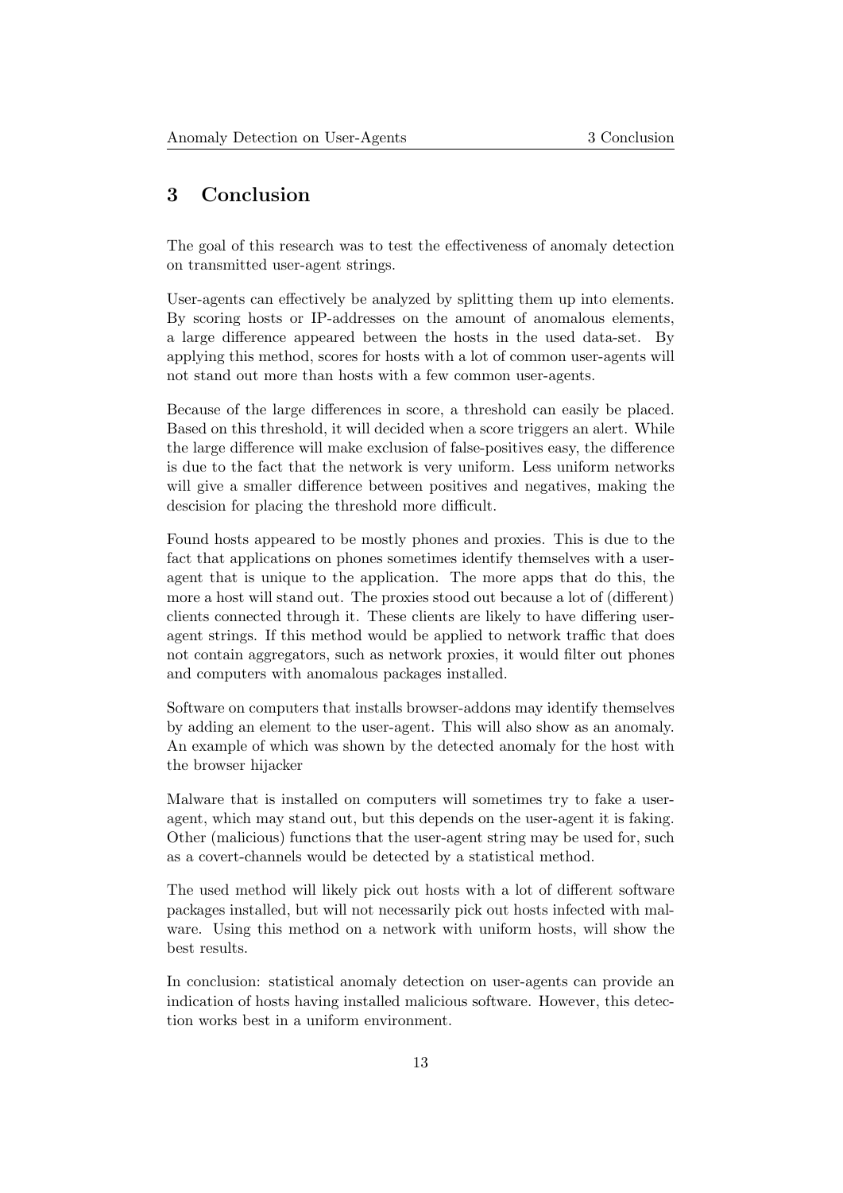# 3 Conclusion

The goal of this research was to test the effectiveness of anomaly detection on transmitted user-agent strings.

User-agents can effectively be analyzed by splitting them up into elements. By scoring hosts or IP-addresses on the amount of anomalous elements, a large difference appeared between the hosts in the used data-set. By applying this method, scores for hosts with a lot of common user-agents will not stand out more than hosts with a few common user-agents.

Because of the large differences in score, a threshold can easily be placed. Based on this threshold, it will decided when a score triggers an alert. While the large difference will make exclusion of false-positives easy, the difference is due to the fact that the network is very uniform. Less uniform networks will give a smaller difference between positives and negatives, making the descision for placing the threshold more difficult.

Found hosts appeared to be mostly phones and proxies. This is due to the fact that applications on phones sometimes identify themselves with a user-agent that is unique to the application. The more apps that do this, the more a host will stand out. The proxies stood out because a lot of (different) clients connected through it. These clients are likely to have differing user-agent strings. If this method would be applied to network traffic that does not contain aggregators, such as network proxies, it would filter out phones and computers with anomalous packages installed.

Software on computers that installs browser-addons may identify themselves by adding an element to the user-agent. This will also show as an anomaly. An example of which was shown by the detected anomaly for the host with the browser hijacker

Malware that is installed on computers will sometimes try to fake a user-agent, which may stand out, but this depends on the user-agent it is faking. Other (malicious) functions that the user-agent string may be used for, such as a covert-channels would be detected by a statistical method.

The used method will likely pick out hosts with a lot of different software packages installed, but will not necessarily pick out hosts infected with malware. Using this method on a network with uniform hosts, will show the best results.

In conclusion: statistical anomaly detection on user-agents can provide an indication of hosts having installed malicious software. However, this detection works best in a uniform environment.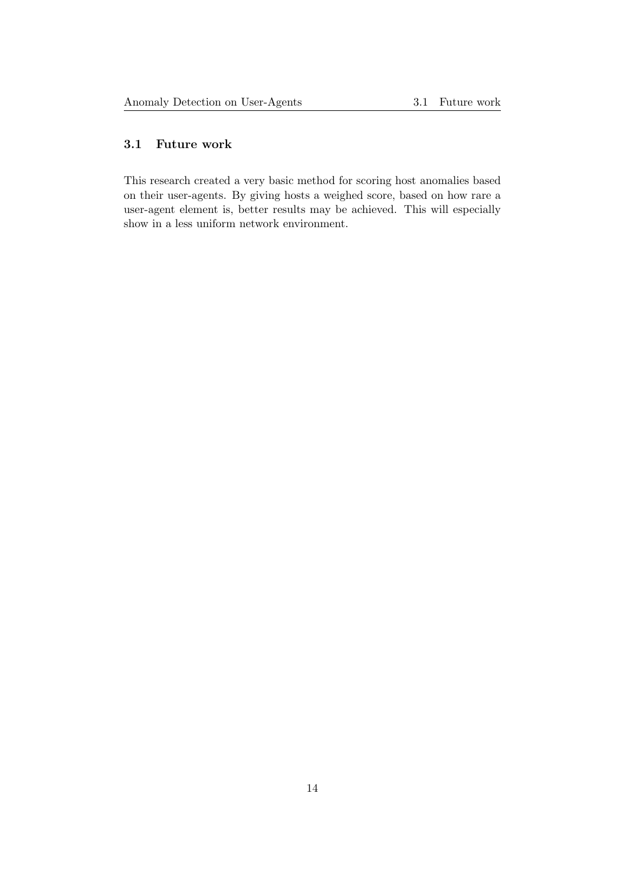### 3.1 Future work

This research created a very basic method for scoring host anomalies based on their user-agents. By giving hosts a weighed score, based on how rare a user-agent element is, better results may be achieved. This will especially show in a less uniform network environment.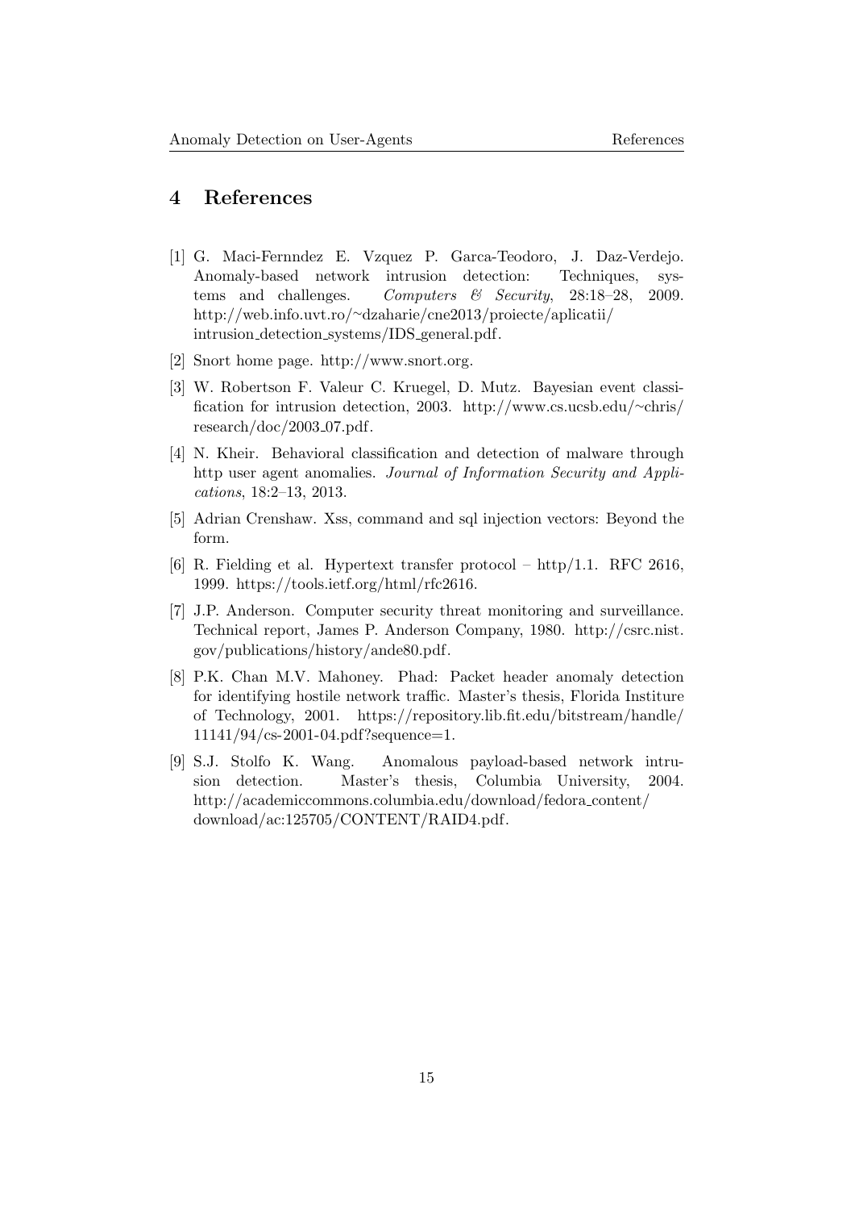## 4 References

[1] G. Maci-Fernndez E. Vzquez P. Garca-Teodoro, J. Daz-Verdejo. Anomaly-based network intrusion detection: Techniques, systems and challenges. *Computers & Security*, 28:18–28, 2009. http://web.info.uvt.ro/~dzaharie/cne2013/proiecte/aplicatii/intrusion_detection_systems/IDS_general.pdf.

[2] Snort home page. http://www.snort.org.

[3] W. Robertson F. Valeur C. Kruegel, D. Mutz. Bayesian event classification for intrusion detection, 2003. http://www.cs.ucsb.edu/~chris/research/doc/2003_07.pdf.

[4] N. Kheir. Behavioral classification and detection of malware through http user agent anomalies. *Journal of Information Security and Applications*, 18:2–13, 2013.

[5] Adrian Crenshaw. Xss, command and sql injection vectors: Beyond the form.

[6] R. Fielding et al. Hypertext transfer protocol – http/1.1. RFC 2616, 1999. https://tools.ietf.org/html/rfc2616.

[7] J.P. Anderson. Computer security threat monitoring and surveillance. Technical report, James P. Anderson Company, 1980. http://csrc.nist.gov/publications/history/ande80.pdf.

[8] P.K. Chan M.V. Mahoney. Phad: Packet header anomaly detection for identifying hostile network traffic. Master's thesis, Florida Institure of Technology, 2001. https://repository.lib.fit.edu/bitstream/handle/11141/94/cs-2001-04.pdf?sequence=1.

[9] S.J. Stolfo K. Wang. Anomalous payload-based network intrusion detection. Master's thesis, Columbia University, 2004. http://academiccommons.columbia.edu/download/fedora_content/download/ac:125705/CONTENT/RAID4.pdf.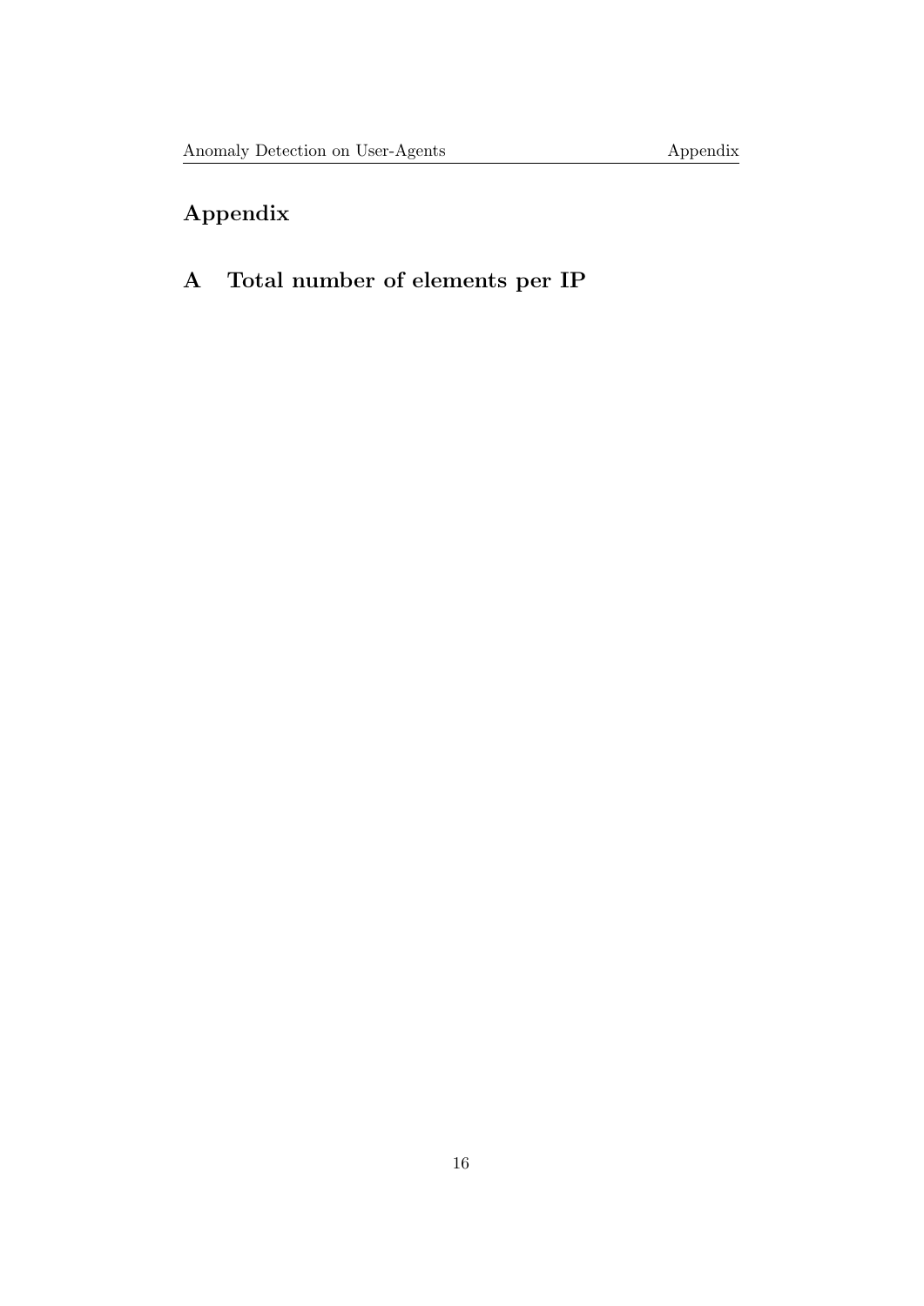# Appendix

## A Total number of elements per IP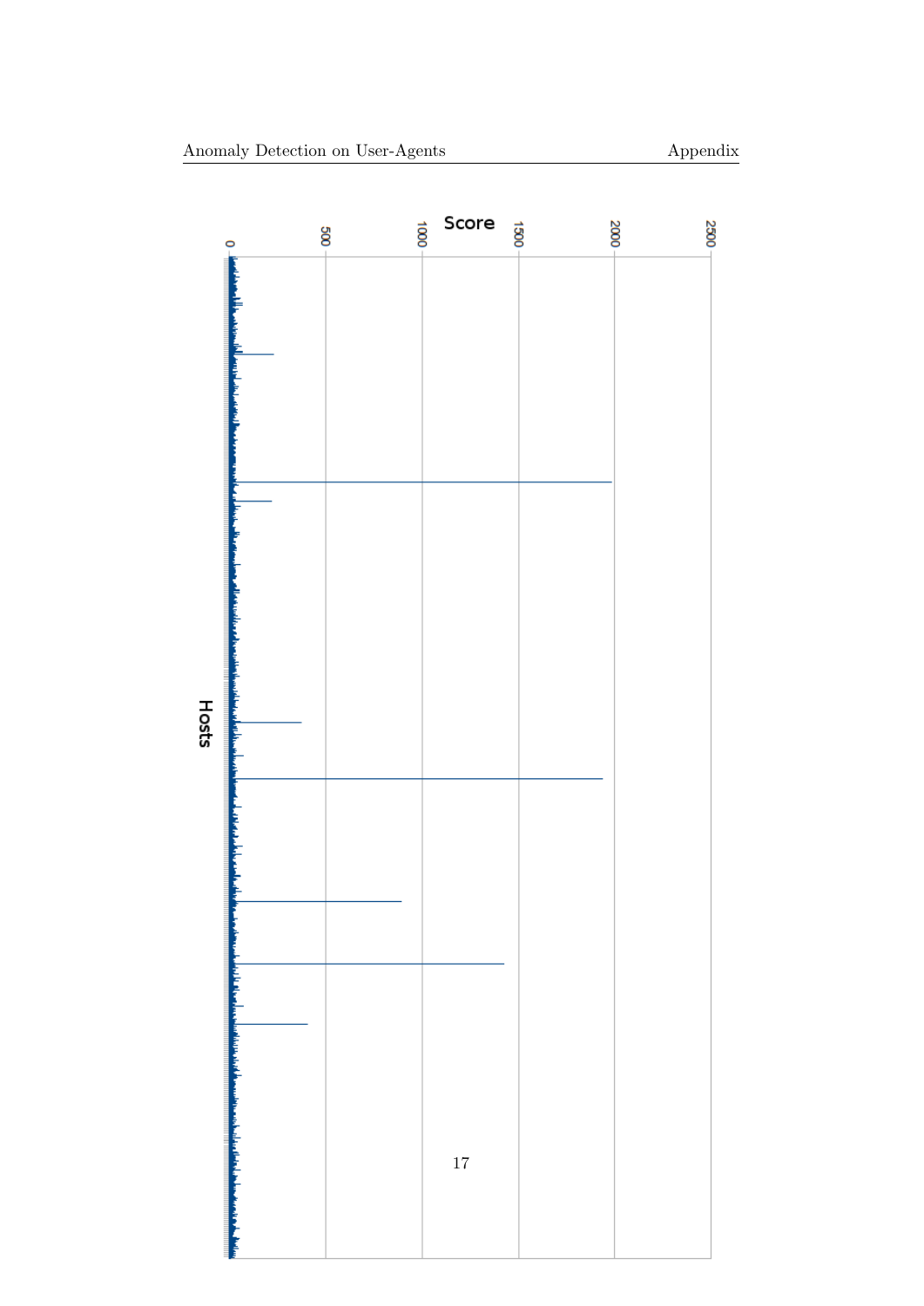Score

0

500

1000

1500

2000

2500

Hosts